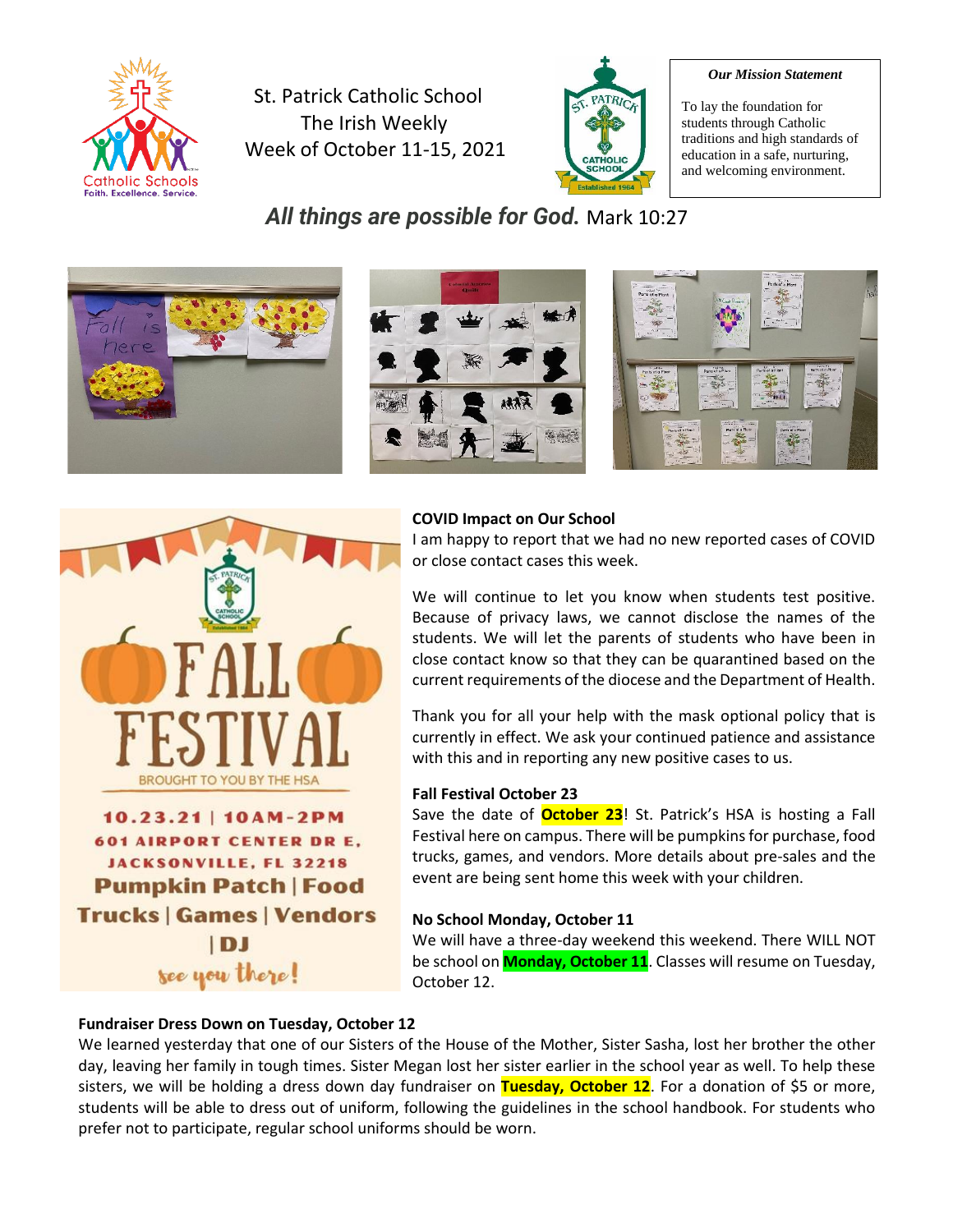St. Patrick Catholic School
The Irish Weekly
Week of October 11-15, 2021

***Our Mission Statement***

To lay the foundation for students through Catholic traditions and high standards of education in a safe, nurturing, and welcoming environment.

***All things are possible for God.*** Mark 10:27

FALL FESTIVAL
BROUGHT TO YOU BY THE HSA
10.23.21 | 10AM-2PM
601 AIRPORT CENTER DR E, JACKSONVILLE, FL 32218
Pumpkin Patch | Food Trucks | Games | Vendors | DJ
see you there!

**COVID Impact on Our School**

I am happy to report that we had no new reported cases of COVID or close contact cases this week.

We will continue to let you know when students test positive. Because of privacy laws, we cannot disclose the names of the students. We will let the parents of students who have been in close contact know so that they can be quarantined based on the current requirements of the diocese and the Department of Health.

Thank you for all your help with the mask optional policy that is currently in effect. We ask your continued patience and assistance with this and in reporting any new positive cases to us.

**Fall Festival October 23**

Save the date of **October 23**! St. Patrick's HSA is hosting a Fall Festival here on campus. There will be pumpkins for purchase, food trucks, games, and vendors. More details about pre-sales and the event are being sent home this week with your children.

**No School Monday, October 11**

We will have a three-day weekend this weekend. There WILL NOT be school on **Monday, October 11**. Classes will resume on Tuesday, October 12.

**Fundraiser Dress Down on Tuesday, October 12**

We learned yesterday that one of our Sisters of the House of the Mother, Sister Sasha, lost her brother the other day, leaving her family in tough times. Sister Megan lost her sister earlier in the school year as well. To help these sisters, we will be holding a dress down day fundraiser on **Tuesday, October 12**. For a donation of $5 or more, students will be able to dress out of uniform, following the guidelines in the school handbook. For students who prefer not to participate, regular school uniforms should be worn.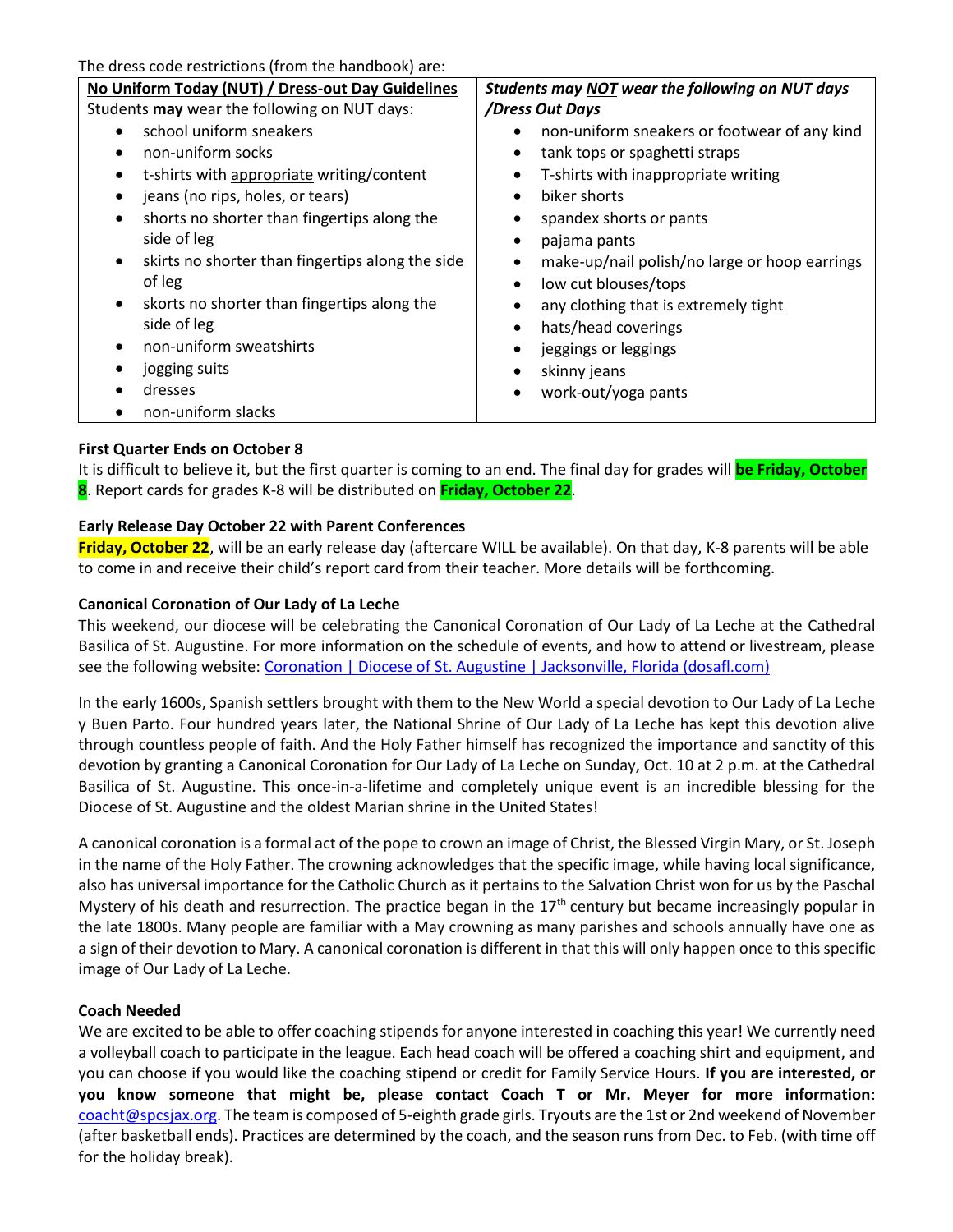The dress code restrictions (from the handbook) are:

| **No Uniform Today (NUT) / Dress-out Day Guidelines** | ***Students may NOT wear the following on NUT days /Dress Out Days*** |
| --- | --- |
| Students **may** wear the following on NUT days:<br>• school uniform sneakers<br>• non-uniform socks<br>• t-shirts with appropriate writing/content<br>• jeans (no rips, holes, or tears)<br>• shorts no shorter than fingertips along the side of leg<br>• skirts no shorter than fingertips along the side of leg<br>• skorts no shorter than fingertips along the side of leg<br>• non-uniform sweatshirts<br>• jogging suits<br>• dresses<br>• non-uniform slacks | • non-uniform sneakers or footwear of any kind<br>• tank tops or spaghetti straps<br>• T-shirts with inappropriate writing<br>• biker shorts<br>• spandex shorts or pants<br>• pajama pants<br>• make-up/nail polish/no large or hoop earrings<br>• low cut blouses/tops<br>• any clothing that is extremely tight<br>• hats/head coverings<br>• jeggings or leggings<br>• skinny jeans<br>• work-out/yoga pants |

**First Quarter Ends on October 8**

It is difficult to believe it, but the first quarter is coming to an end. The final day for grades will **be Friday, October 8**. Report cards for grades K-8 will be distributed on **Friday, October 22**.

**Early Release Day October 22 with Parent Conferences**

**Friday, October 22**, will be an early release day (aftercare WILL be available). On that day, K-8 parents will be able to come in and receive their child's report card from their teacher. More details will be forthcoming.

**Canonical Coronation of Our Lady of La Leche**

This weekend, our diocese will be celebrating the Canonical Coronation of Our Lady of La Leche at the Cathedral Basilica of St. Augustine. For more information on the schedule of events, and how to attend or livestream, please see the following website: Coronation | Diocese of St. Augustine | Jacksonville, Florida (dosafl.com)

In the early 1600s, Spanish settlers brought with them to the New World a special devotion to Our Lady of La Leche y Buen Parto. Four hundred years later, the National Shrine of Our Lady of La Leche has kept this devotion alive through countless people of faith. And the Holy Father himself has recognized the importance and sanctity of this devotion by granting a Canonical Coronation for Our Lady of La Leche on Sunday, Oct. 10 at 2 p.m. at the Cathedral Basilica of St. Augustine. This once-in-a-lifetime and completely unique event is an incredible blessing for the Diocese of St. Augustine and the oldest Marian shrine in the United States!

A canonical coronation is a formal act of the pope to crown an image of Christ, the Blessed Virgin Mary, or St. Joseph in the name of the Holy Father. The crowning acknowledges that the specific image, while having local significance, also has universal importance for the Catholic Church as it pertains to the Salvation Christ won for us by the Paschal Mystery of his death and resurrection. The practice began in the 17th century but became increasingly popular in the late 1800s. Many people are familiar with a May crowning as many parishes and schools annually have one as a sign of their devotion to Mary. A canonical coronation is different in that this will only happen once to this specific image of Our Lady of La Leche.

**Coach Needed**

We are excited to be able to offer coaching stipends for anyone interested in coaching this year! We currently need a volleyball coach to participate in the league. Each head coach will be offered a coaching shirt and equipment, and you can choose if you would like the coaching stipend or credit for Family Service Hours. **If you are interested, or you know someone that might be, please contact Coach T or Mr. Meyer for more information**: coacht@spcsjax.org. The team is composed of 5-eighth grade girls. Tryouts are the 1st or 2nd weekend of November (after basketball ends). Practices are determined by the coach, and the season runs from Dec. to Feb. (with time off for the holiday break).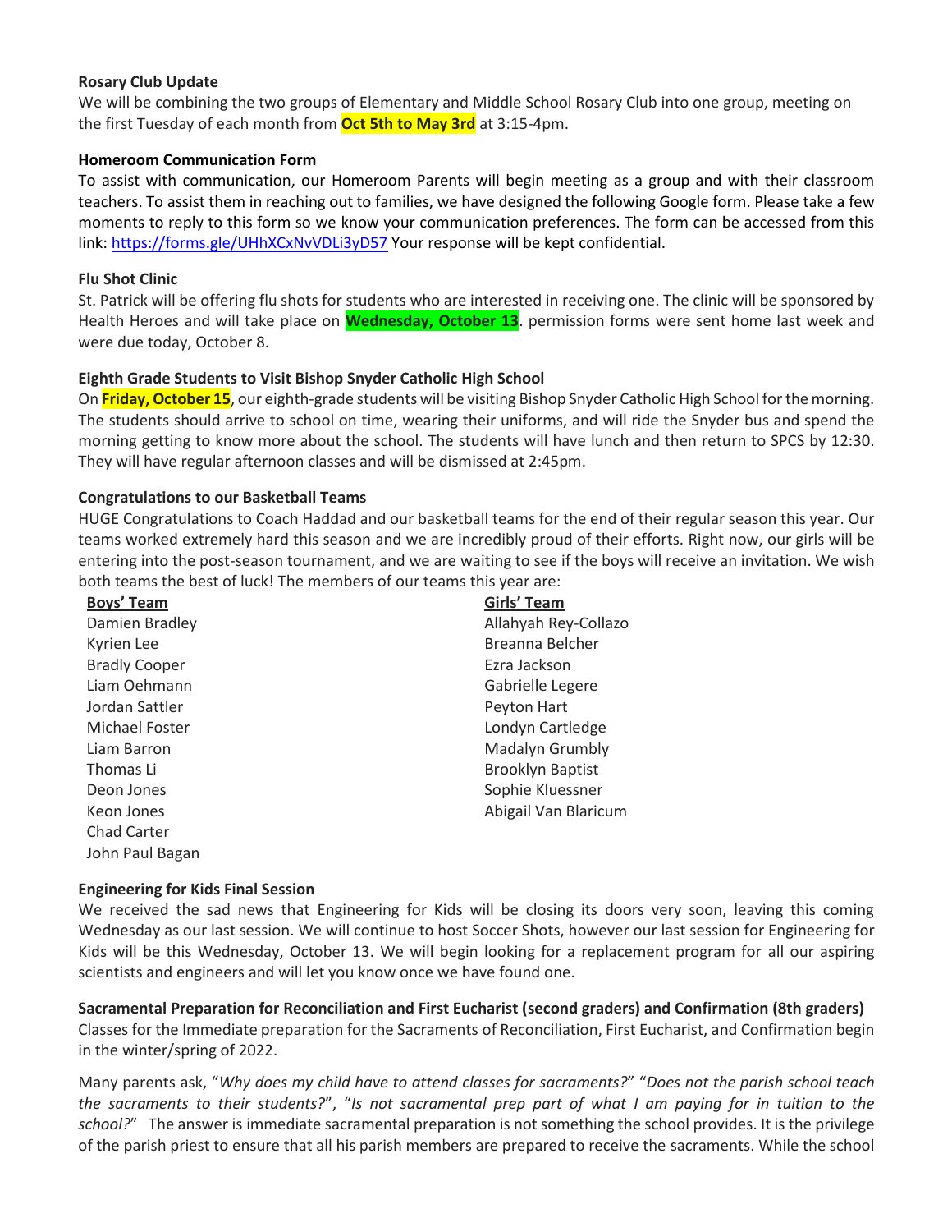**Rosary Club Update**

We will be combining the two groups of Elementary and Middle School Rosary Club into one group, meeting on the first Tuesday of each month from **Oct 5th to May 3rd** at 3:15-4pm.

**Homeroom Communication Form**

To assist with communication, our Homeroom Parents will begin meeting as a group and with their classroom teachers. To assist them in reaching out to families, we have designed the following Google form. Please take a few moments to reply to this form so we know your communication preferences. The form can be accessed from this link: https://forms.gle/UHhXCxNvVDLi3yD57 Your response will be kept confidential.

**Flu Shot Clinic**

St. Patrick will be offering flu shots for students who are interested in receiving one. The clinic will be sponsored by Health Heroes and will take place on **Wednesday, October 13**. permission forms were sent home last week and were due today, October 8.

**Eighth Grade Students to Visit Bishop Snyder Catholic High School**

On **Friday, October 15**, our eighth-grade students will be visiting Bishop Snyder Catholic High School for the morning. The students should arrive to school on time, wearing their uniforms, and will ride the Snyder bus and spend the morning getting to know more about the school. The students will have lunch and then return to SPCS by 12:30. They will have regular afternoon classes and will be dismissed at 2:45pm.

**Congratulations to our Basketball Teams**

HUGE Congratulations to Coach Haddad and our basketball teams for the end of their regular season this year. Our teams worked extremely hard this season and we are incredibly proud of their efforts. Right now, our girls will be entering into the post-season tournament, and we are waiting to see if the boys will receive an invitation. We wish both teams the best of luck! The members of our teams this year are:

| Boys' Team | Girls' Team |
|---|---|
| Damien Bradley | Allahyah Rey-Collazo |
| Kyrien Lee | Breanna Belcher |
| Bradly Cooper | Ezra Jackson |
| Liam Oehmann | Gabrielle Legere |
| Jordan Sattler | Peyton Hart |
| Michael Foster | Londyn Cartledge |
| Liam Barron | Madalyn Grumbly |
| Thomas Li | Brooklyn Baptist |
| Deon Jones | Sophie Kluessner |
| Keon Jones | Abigail Van Blaricum |
| Chad Carter | |
| John Paul Bagan | |

**Engineering for Kids Final Session**

We received the sad news that Engineering for Kids will be closing its doors very soon, leaving this coming Wednesday as our last session. We will continue to host Soccer Shots, however our last session for Engineering for Kids will be this Wednesday, October 13. We will begin looking for a replacement program for all our aspiring scientists and engineers and will let you know once we have found one.

**Sacramental Preparation for Reconciliation and First Eucharist (second graders) and Confirmation (8th graders)**

Classes for the Immediate preparation for the Sacraments of Reconciliation, First Eucharist, and Confirmation begin in the winter/spring of 2022.

Many parents ask, "*Why does my child have to attend classes for sacraments?*" "*Does not the parish school teach the sacraments to their students?*", "*Is not sacramental prep part of what I am paying for in tuition to the school?*" The answer is immediate sacramental preparation is not something the school provides. It is the privilege of the parish priest to ensure that all his parish members are prepared to receive the sacraments. While the school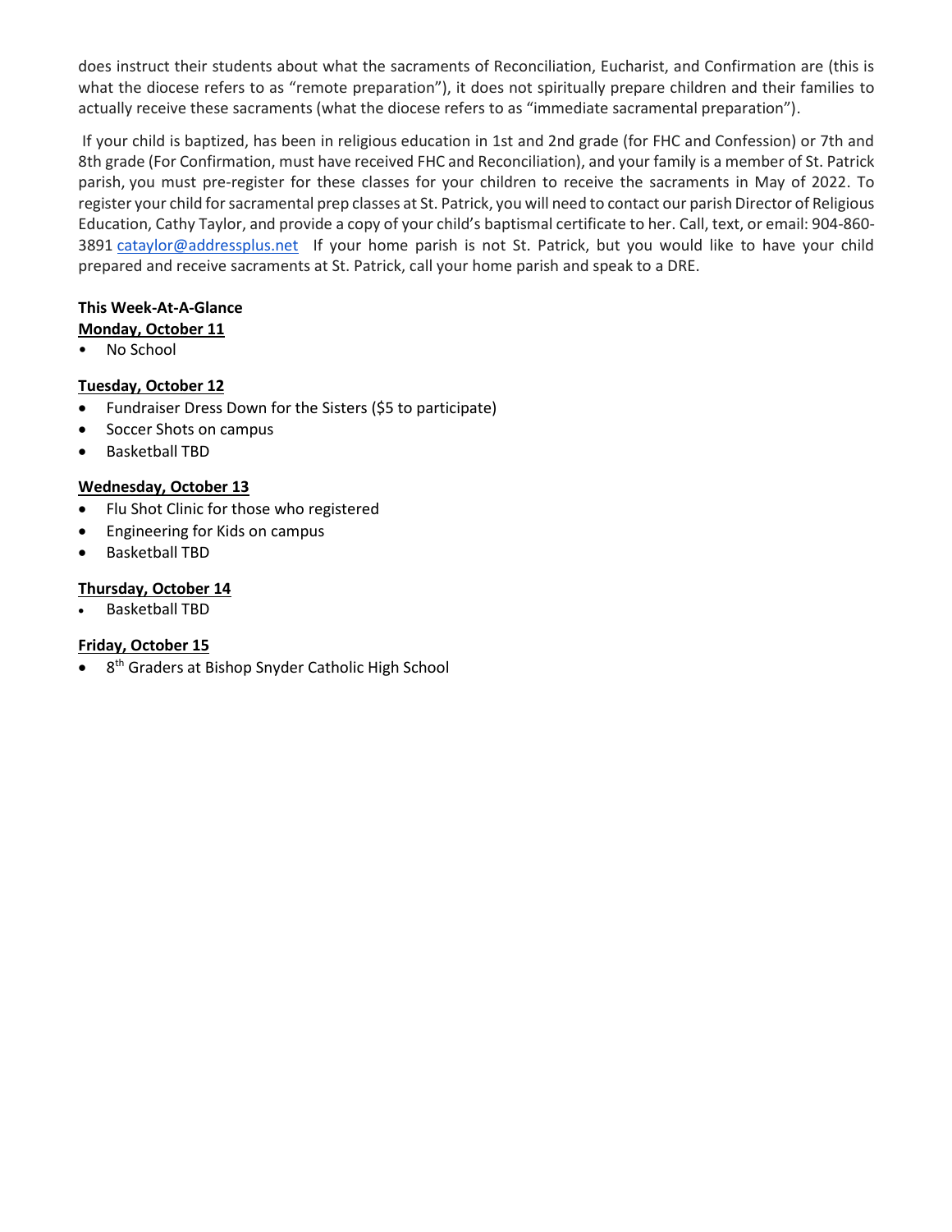does instruct their students about what the sacraments of Reconciliation, Eucharist, and Confirmation are (this is what the diocese refers to as "remote preparation"), it does not spiritually prepare children and their families to actually receive these sacraments (what the diocese refers to as "immediate sacramental preparation").

If your child is baptized, has been in religious education in 1st and 2nd grade (for FHC and Confession) or 7th and 8th grade (For Confirmation, must have received FHC and Reconciliation), and your family is a member of St. Patrick parish, you must pre-register for these classes for your children to receive the sacraments in May of 2022. To register your child for sacramental prep classes at St. Patrick, you will need to contact our parish Director of Religious Education, Cathy Taylor, and provide a copy of your child's baptismal certificate to her. Call, text, or email: 904-860-3891 cataylor@addressplus.net If your home parish is not St. Patrick, but you would like to have your child prepared and receive sacraments at St. Patrick, call your home parish and speak to a DRE.

**This Week-At-A-Glance**

**Monday, October 11**

- No School

**Tuesday, October 12**

- Fundraiser Dress Down for the Sisters ($5 to participate)
- Soccer Shots on campus
- Basketball TBD

**Wednesday, October 13**

- Flu Shot Clinic for those who registered
- Engineering for Kids on campus
- Basketball TBD

**Thursday, October 14**

- Basketball TBD

**Friday, October 15**

- 8th Graders at Bishop Snyder Catholic High School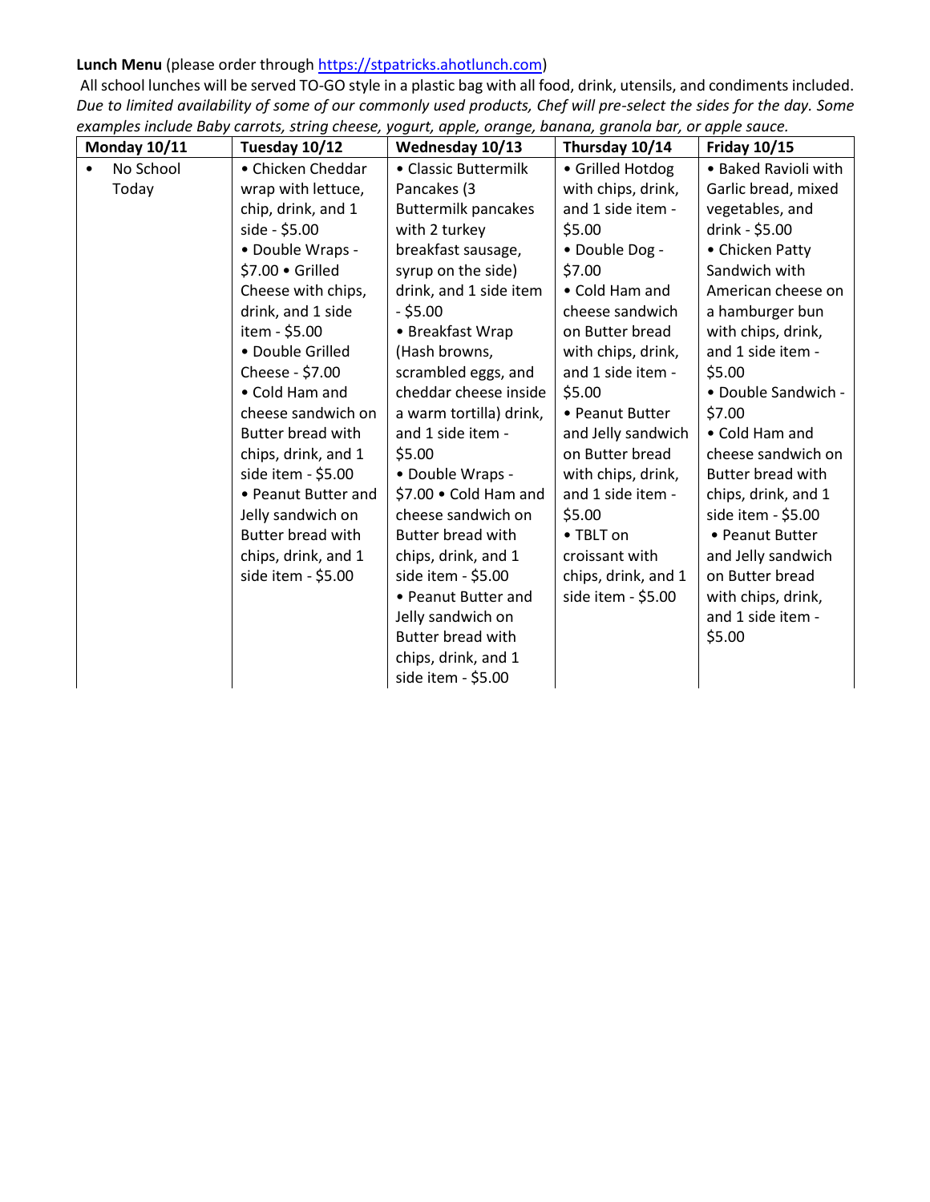**Lunch Menu** (please order through https://stpatricks.ahotlunch.com)

All school lunches will be served TO-GO style in a plastic bag with all food, drink, utensils, and condiments included. *Due to limited availability of some of our commonly used products, Chef will pre-select the sides for the day. Some examples include Baby carrots, string cheese, yogurt, apple, orange, banana, granola bar, or apple sauce.*

| Monday 10/11 | Tuesday 10/12 | Wednesday 10/13 | Thursday 10/14 | Friday 10/15 |
|---|---|---|---|---|
| • No School Today | • Chicken Cheddar wrap with lettuce, chip, drink, and 1 side - $5.00<br>• Double Wraps - $7.00 • Grilled Cheese with chips, drink, and 1 side item - $5.00<br>• Double Grilled Cheese - $7.00<br>• Cold Ham and cheese sandwich on Butter bread with chips, drink, and 1 side item - $5.00<br>• Peanut Butter and Jelly sandwich on Butter bread with chips, drink, and 1 side item - $5.00 | • Classic Buttermilk Pancakes (3 Buttermilk pancakes with 2 turkey breakfast sausage, syrup on the side) drink, and 1 side item - $5.00<br>• Breakfast Wrap (Hash browns, scrambled eggs, and cheddar cheese inside a warm tortilla) drink, and 1 side item - $5.00<br>• Double Wraps - $7.00 • Cold Ham and cheese sandwich on Butter bread with chips, drink, and 1 side item - $5.00<br>• Peanut Butter and Jelly sandwich on Butter bread with chips, drink, and 1 side item - $5.00 | • Grilled Hotdog with chips, drink, and 1 side item - $5.00<br>• Double Dog - $7.00<br>• Cold Ham and cheese sandwich on Butter bread with chips, drink, and 1 side item - $5.00<br>• Peanut Butter and Jelly sandwich on Butter bread with chips, drink, and 1 side item - $5.00<br>• TBLT on croissant with chips, drink, and 1 side item - $5.00 | • Baked Ravioli with Garlic bread, mixed vegetables, and drink - $5.00<br>• Chicken Patty Sandwich with American cheese on a hamburger bun with chips, drink, and 1 side item - $5.00<br>• Double Sandwich - $7.00<br>• Cold Ham and cheese sandwich on Butter bread with chips, drink, and 1 side item - $5.00<br>• Peanut Butter and Jelly sandwich on Butter bread with chips, drink, and 1 side item - $5.00 |